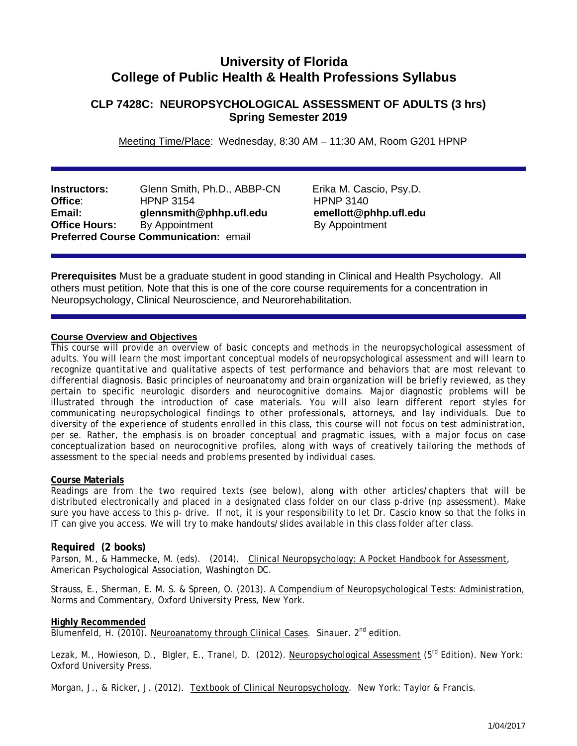# University of Florida
# College of Public Health & Health Professions Syllabus

## CLP 7428C: NEUROPSYCHOLOGICAL ASSESSMENT OF ADULTS (3 hrs)
## Spring Semester 2019

Meeting Time/Place: Wednesday, 8:30 AM – 11:30 AM, Room G201 HPNP

| | | |
|---|---|---|
| **Instructors:** | Glenn Smith, Ph.D., ABBP-CN | Erika M. Cascio, Psy.D. |
| **Office**: | HPNP 3154 | HPNP 3140 |
| **Email:** | **glennsmith@phhp.ufl.edu** | **emellott@phhp.ufl.edu** |
| **Office Hours:** | By Appointment | By Appointment |

**Preferred Course Communication:** email

**Prerequisites** Must be a graduate student in good standing in Clinical and Health Psychology. All others must petition. Note that this is one of the core course requirements for a concentration in Neuropsychology, Clinical Neuroscience, and Neurorehabilitation.

**Course Overview and Objectives**

This course will provide an overview of basic concepts and methods in the neuropsychological assessment of adults. You will learn the most important conceptual models of neuropsychological assessment and will learn to recognize quantitative and qualitative aspects of test performance and behaviors that are most relevant to differential diagnosis. Basic principles of neuroanatomy and brain organization will be briefly reviewed, as they pertain to specific neurologic disorders and neurocognitive domains. Major diagnostic problems will be illustrated through the introduction of case materials. You will also learn different report styles for communicating neuropsychological findings to other professionals, attorneys, and lay individuals. Due to diversity of the experience of students enrolled in this class, this course will not focus on test administration, per se. Rather, the emphasis is on broader conceptual and pragmatic issues, with a major focus on case conceptualization based on neurocognitive profiles, along with ways of creatively tailoring the methods of assessment to the special needs and problems presented by individual cases.

**Course Materials**

Readings are from the two required texts (see below), along with other articles/chapters that will be distributed electronically and placed in a designated class folder on our class p-drive (np assessment). Make sure you have access to this p- drive. If not, it is your responsibility to let Dr. Cascio know so that the folks in IT can give you access. We will try to make handouts/slides available in this class folder after class.

### Required (2 books)

Parson, M., & Hammecke, M. (eds). (2014). Clinical Neuropsychology: A Pocket Handbook for Assessment, American Psychological Association, Washington DC.

Strauss, E., Sherman, E. M. S. & Spreen, O. (2013). A Compendium of Neuropsychological Tests: Administration, Norms and Commentary, Oxford University Press, New York.

**Highly Recommended**

Blumenfeld, H. (2010). Neuroanatomy through Clinical Cases. Sinauer. 2nd edition.

Lezak, M., Howieson, D., BIgler, E., Tranel, D. (2012). Neuropsychological Assessment (5rd Edition). New York: Oxford University Press.

Morgan, J., & Ricker, J. (2012). Textbook of Clinical Neuropsychology. New York: Taylor & Francis.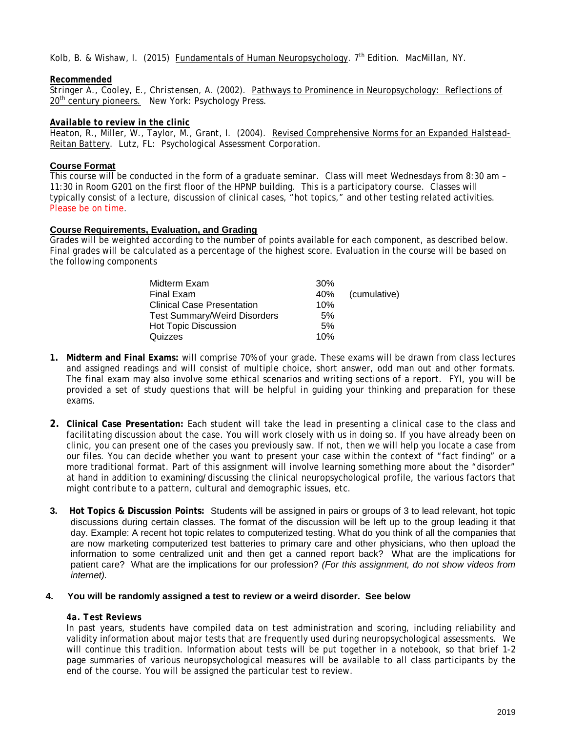Kolb, B. & Wishaw, I. (2015) Fundamentals of Human Neuropsychology. 7th Edition. MacMillan, NY.

**Recommended**

Stringer A., Cooley, E., Christensen, A. (2002). Pathways to Prominence in Neuropsychology: Reflections of 20th century pioneers. New York: Psychology Press.

**Available to review in the clinic**

Heaton, R., Miller, W., Taylor, M., Grant, I. (2004). Revised Comprehensive Norms for an Expanded Halstead-Reitan Battery. Lutz, FL: Psychological Assessment Corporation.

**Course Format**

This course will be conducted in the form of a graduate seminar. Class will meet Wednesdays from 8:30 am – 11:30 in Room G201 on the first floor of the HPNP building. This is a participatory course. Classes will typically consist of a lecture, discussion of clinical cases, "hot topics," and other testing related activities. Please be on time.

**Course Requirements, Evaluation, and Grading**

Grades will be weighted according to the number of points available for each component, as described below. Final grades will be calculated as a percentage of the highest score. Evaluation in the course will be based on the following components

| Component | Weight | |
|---|---|---|
| Midterm Exam | 30% | |
| Final Exam | 40% | (cumulative) |
| Clinical Case Presentation | 10% | |
| Test Summary/Weird Disorders | 5% | |
| Hot Topic Discussion | 5% | |
| Quizzes | 10% | |

1. **Midterm and Final Exams:** will comprise 70% of your grade. These exams will be drawn from class lectures and assigned readings and will consist of multiple choice, short answer, odd man out and other formats. The final exam may also involve some ethical scenarios and writing sections of a report. FYI, you will be provided a set of study questions that will be helpful in guiding your thinking and preparation for these exams.

2. **Clinical Case Presentation:** Each student will take the lead in presenting a clinical case to the class and facilitating discussion about the case. You will work closely with us in doing so. If you have already been on clinic, you can present one of the cases you previously saw. If not, then we will help you locate a case from our files. You can decide whether you want to present your case within the context of "fact finding" or a more traditional format. Part of this assignment will involve learning something more about the "disorder" at hand in addition to examining/discussing the clinical neuropsychological profile, the various factors that might contribute to a pattern, cultural and demographic issues, etc.

3. **Hot Topics & Discussion Points:** Students will be assigned in pairs or groups of 3 to lead relevant, hot topic discussions during certain classes. The format of the discussion will be left up to the group leading it that day. Example: A recent hot topic relates to computerized testing. What do you think of all the companies that are now marketing computerized test batteries to primary care and other physicians, who then upload the information to some centralized unit and then get a canned report back? What are the implications for patient care? What are the implications for our profession? *(For this assignment, do not show videos from internet).*

4. **You will be randomly assigned a test to review or a weird disorder. See below**

   ***4a. Test Reviews***

   In past years, students have compiled data on test administration and scoring, including reliability and validity information about major tests that are frequently used during neuropsychological assessments. We will continue this tradition. Information about tests will be put together in a notebook, so that brief 1-2 page summaries of various neuropsychological measures will be available to all class participants by the end of the course. You will be assigned the particular test to review.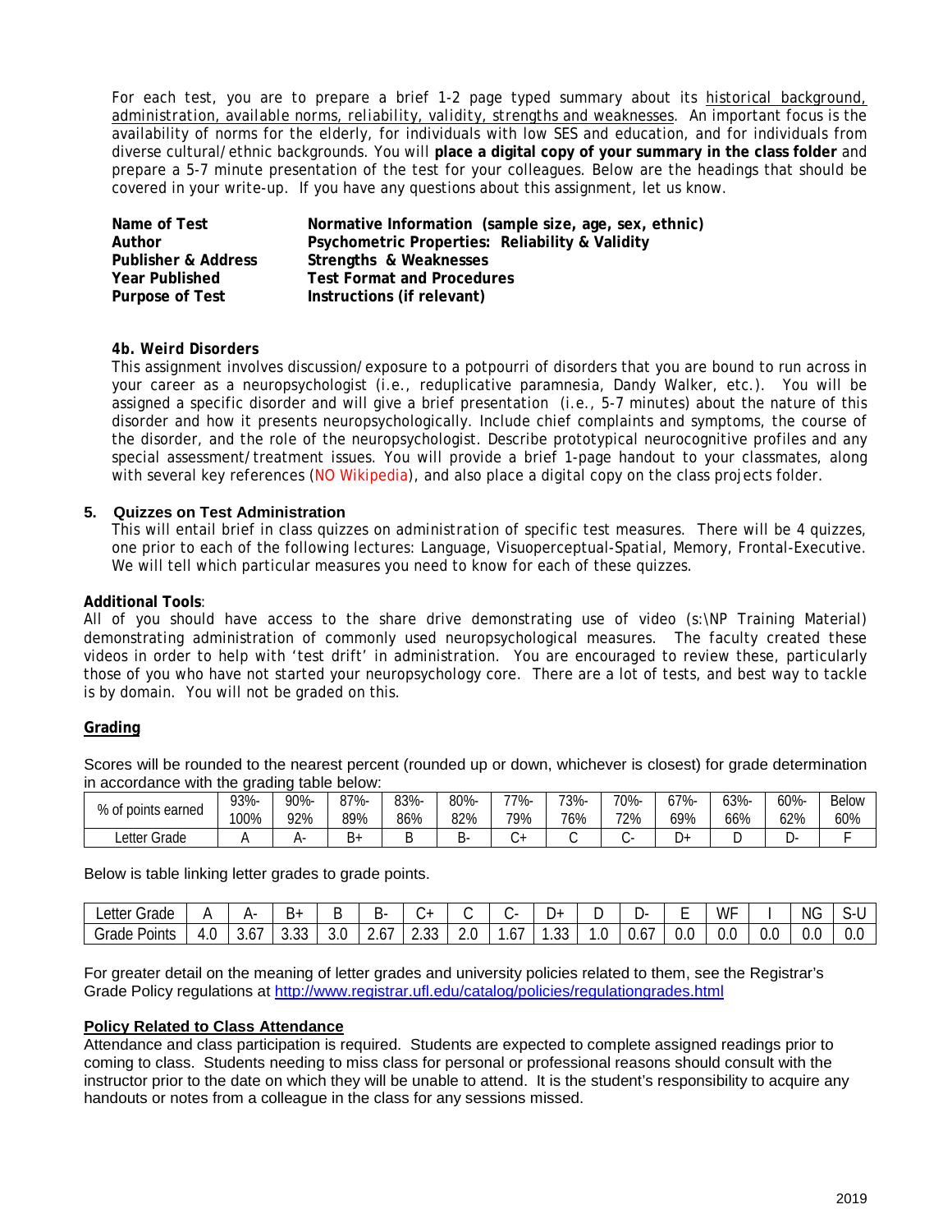For each test, you are to prepare a brief 1-2 page typed summary about its historical background, administration, available norms, reliability, validity, strengths and weaknesses. An important focus is the availability of norms for the elderly, for individuals with low SES and education, and for individuals from diverse cultural/ethnic backgrounds. You will **place a digital copy of your summary in the class folder** and prepare a 5-7 minute presentation of the test for your colleagues. Below are the headings that should be covered in your write-up. If you have any questions about this assignment, let us know.

| | |
|---|---|
| **Name of Test** | **Normative Information (sample size, age, sex, ethnic)** |
| **Author** | **Psychometric Properties: Reliability & Validity** |
| **Publisher & Address** | **Strengths & Weaknesses** |
| **Year Published** | **Test Format and Procedures** |
| **Purpose of Test** | **Instructions (if relevant)** |

**4b. Weird Disorders**

This assignment involves discussion/exposure to a potpourri of disorders that you are bound to run across in your career as a neuropsychologist (i.e., reduplicative paramnesia, Dandy Walker, etc.). You will be assigned a specific disorder and will give a brief presentation (i.e., 5-7 minutes) about the nature of this disorder and how it presents neuropsychologically. Include chief complaints and symptoms, the course of the disorder, and the role of the neuropsychologist. Describe prototypical neurocognitive profiles and any special assessment/treatment issues. You will provide a brief 1-page handout to your classmates, along with several key references (NO Wikipedia), and also place a digital copy on the class projects folder.

**5. Quizzes on Test Administration**

This will entail brief in class quizzes on administration of specific test measures. There will be 4 quizzes, one prior to each of the following lectures: Language, Visuoperceptual-Spatial, Memory, Frontal-Executive. We will tell which particular measures you need to know for each of these quizzes.

**Additional Tools**:
All of you should have access to the share drive demonstrating use of video (s:\NP Training Material) demonstrating administration of commonly used neuropsychological measures. The faculty created these videos in order to help with 'test drift' in administration. You are encouraged to review these, particularly those of you who have not started your neuropsychology core. There are a lot of tests, and best way to tackle is by domain. You will not be graded on this.

## Grading

Scores will be rounded to the nearest percent (rounded up or down, whichever is closest) for grade determination in accordance with the grading table below:

| % of points earned | 93%-100% | 90%-92% | 87%-89% | 83%-86% | 80%-82% | 77%-79% | 73%-76% | 70%-72% | 67%-69% | 63%-66% | 60%-62% | Below 60% |
|---|---|---|---|---|---|---|---|---|---|---|---|---|
| Letter Grade | A | A- | B+ | B | B- | C+ | C | C- | D+ | D | D- | F |

Below is table linking letter grades to grade points.

| Letter Grade | A | A- | B+ | B | B- | C+ | C | C- | D+ | D | D- | E | WF | I | NG | S-U |
|---|---|---|---|---|---|---|---|---|---|---|---|---|---|---|---|---|
| Grade Points | 4.0 | 3.67 | 3.33 | 3.0 | 2.67 | 2.33 | 2.0 | 1.67 | 1.33 | 1.0 | 0.67 | 0.0 | 0.0 | 0.0 | 0.0 | 0.0 |

For greater detail on the meaning of letter grades and university policies related to them, see the Registrar's Grade Policy regulations at http://www.registrar.ufl.edu/catalog/policies/regulationgrades.html

**Policy Related to Class Attendance**

Attendance and class participation is required. Students are expected to complete assigned readings prior to coming to class. Students needing to miss class for personal or professional reasons should consult with the instructor prior to the date on which they will be unable to attend. It is the student's responsibility to acquire any handouts or notes from a colleague in the class for any sessions missed.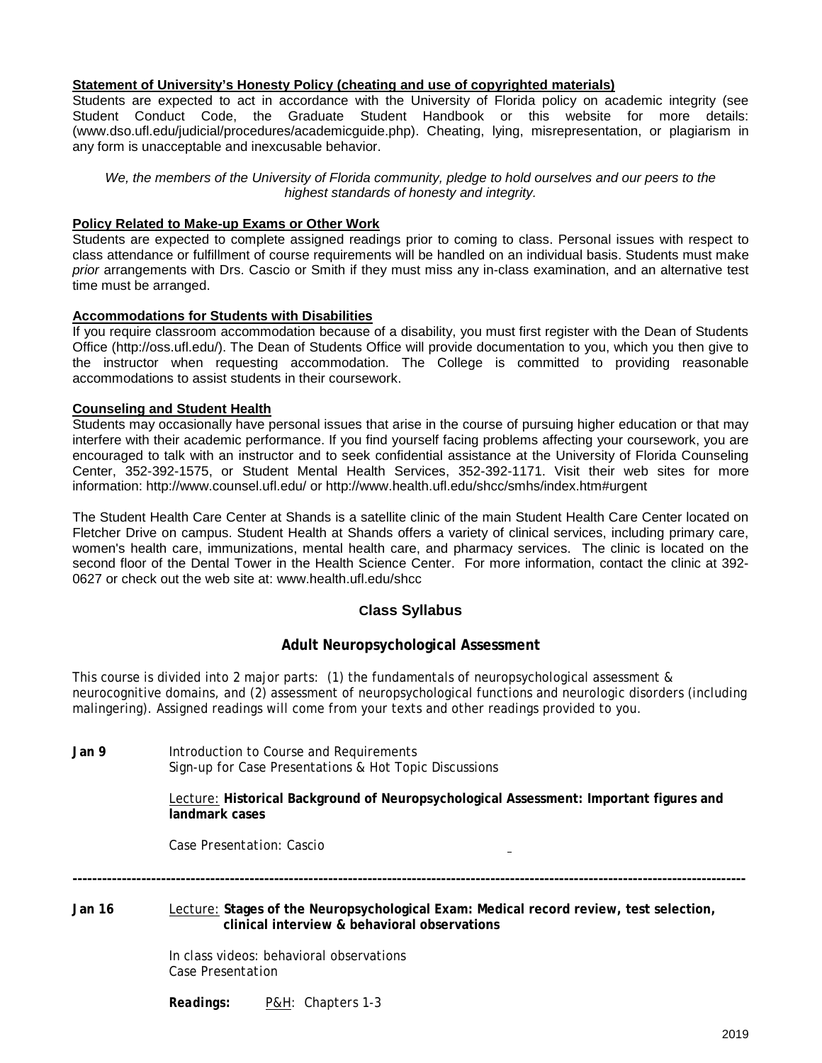**Statement of University's Honesty Policy (cheating and use of copyrighted materials)**

Students are expected to act in accordance with the University of Florida policy on academic integrity (see Student Conduct Code, the Graduate Student Handbook or this website for more details: (www.dso.ufl.edu/judicial/procedures/academicguide.php). Cheating, lying, misrepresentation, or plagiarism in any form is unacceptable and inexcusable behavior.

*We, the members of the University of Florida community, pledge to hold ourselves and our peers to the highest standards of honesty and integrity.*

**Policy Related to Make-up Exams or Other Work**

Students are expected to complete assigned readings prior to coming to class. Personal issues with respect to class attendance or fulfillment of course requirements will be handled on an individual basis. Students must make *prior* arrangements with Drs. Cascio or Smith if they must miss any in-class examination, and an alternative test time must be arranged.

**Accommodations for Students with Disabilities**

If you require classroom accommodation because of a disability, you must first register with the Dean of Students Office (http://oss.ufl.edu/). The Dean of Students Office will provide documentation to you, which you then give to the instructor when requesting accommodation. The College is committed to providing reasonable accommodations to assist students in their coursework.

**Counseling and Student Health**

Students may occasionally have personal issues that arise in the course of pursuing higher education or that may interfere with their academic performance. If you find yourself facing problems affecting your coursework, you are encouraged to talk with an instructor and to seek confidential assistance at the University of Florida Counseling Center, 352-392-1575, or Student Mental Health Services, 352-392-1171. Visit their web sites for more information: http://www.counsel.ufl.edu/ or http://www.health.ufl.edu/shcc/smhs/index.htm#urgent

The Student Health Care Center at Shands is a satellite clinic of the main Student Health Care Center located on Fletcher Drive on campus. Student Health at Shands offers a variety of clinical services, including primary care, women's health care, immunizations, mental health care, and pharmacy services. The clinic is located on the second floor of the Dental Tower in the Health Science Center. For more information, contact the clinic at 392-0627 or check out the web site at: www.health.ufl.edu/shcc

## Class Syllabus

### Adult Neuropsychological Assessment

This course is divided into 2 major parts: (1) the fundamentals of neuropsychological assessment & neurocognitive domains, and (2) assessment of neuropsychological functions and neurologic disorders (including malingering). Assigned readings will come from your texts and other readings provided to you.

**Jan 9**

Introduction to Course and Requirements
Sign-up for Case Presentations & Hot Topic Discussions

Lecture: **Historical Background of Neuropsychological Assessment: Important figures and landmark cases**

Case Presentation: Cascio

---

**Jan 16**

Lecture: **Stages of the Neuropsychological Exam: Medical record review, test selection, clinical interview & behavioral observations**

In class videos: behavioral observations
Case Presentation

***Readings:*** P&H: Chapters 1-3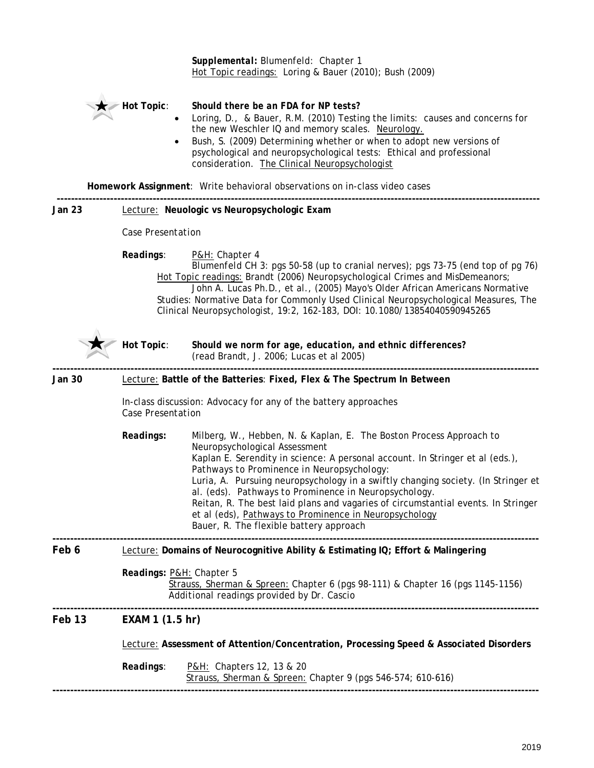**Supplemental:** Blumenfeld: Chapter 1
Hot Topic readings: Loring & Bauer (2010); Bush (2009)

**Hot Topic**: ***Should there be an FDA for NP tests?***

- Loring, D., & Bauer, R.M. (2010) Testing the limits: causes and concerns for the new Weschler IQ and memory scales. Neurology.
- Bush, S. (2009) Determining whether or when to adopt new versions of psychological and neuropsychological tests: Ethical and professional consideration. The Clinical Neuropsychologist

**Homework Assignment**: Write behavioral observations on in-class video cases

---

**Jan 23** Lecture: **Neuologic vs Neuropsychologic Exam**

*Case Presentation*

***Readings***: P&H: Chapter 4
Blumenfeld CH 3: pgs 50-58 (up to cranial nerves); pgs 73-75 (end top of pg 76)
Hot Topic readings: Brandt (2006) Neuropsychological Crimes and MisDemeanors;
John A. Lucas Ph.D., et al., (2005) Mayo's Older African Americans Normative Studies: Normative Data for Commonly Used Clinical Neuropsychological Measures, The Clinical Neuropsychologist, 19:2, 162-183, DOI: 10.1080/13854040590945265

**Hot Topic**: ***Should we norm for age, education, and ethnic differences?***
(read Brandt, J. 2006; Lucas et al 2005)

---

**Jan 30** Lecture: **Battle of the Batteries**: **Fixed, Flex & The Spectrum In Between**

*In-class discussion: Advocacy for any of the battery approaches*
*Case Presentation*

***Readings:*** Milberg, W., Hebben, N. & Kaplan, E. The Boston Process Approach to Neuropsychological Assessment
Kaplan E. Serendity in science: A personal account. In Stringer et al (eds.), Pathways to Prominence in Neuropsychology:
Luria, A. Pursuing neuropsychology in a swiftly changing society. (In Stringer et al. (eds). Pathways to Prominence in Neuropsychology.
Reitan, R. The best laid plans and vagaries of circumstantial events. In Stringer et al (eds), Pathways to Prominence in Neuropsychology
Bauer, R. The flexible battery approach

---

**Feb 6** Lecture: **Domains of Neurocognitive Ability & Estimating IQ; Effort & Malingering**

***Readings:*** P&H: Chapter 5
Strauss, Sherman & Spreen: Chapter 6 (pgs 98-111) & Chapter 16 (pgs 1145-1156)
Additional readings provided by Dr. Cascio

---

**Feb 13** **EXAM 1 (1.5 hr)**

Lecture: **Assessment of Attention/Concentration, Processing Speed & Associated Disorders**

***Readings***: P&H: Chapters 12, 13 & 20
Strauss, Sherman & Spreen: Chapter 9 (pgs 546-574; 610-616)

---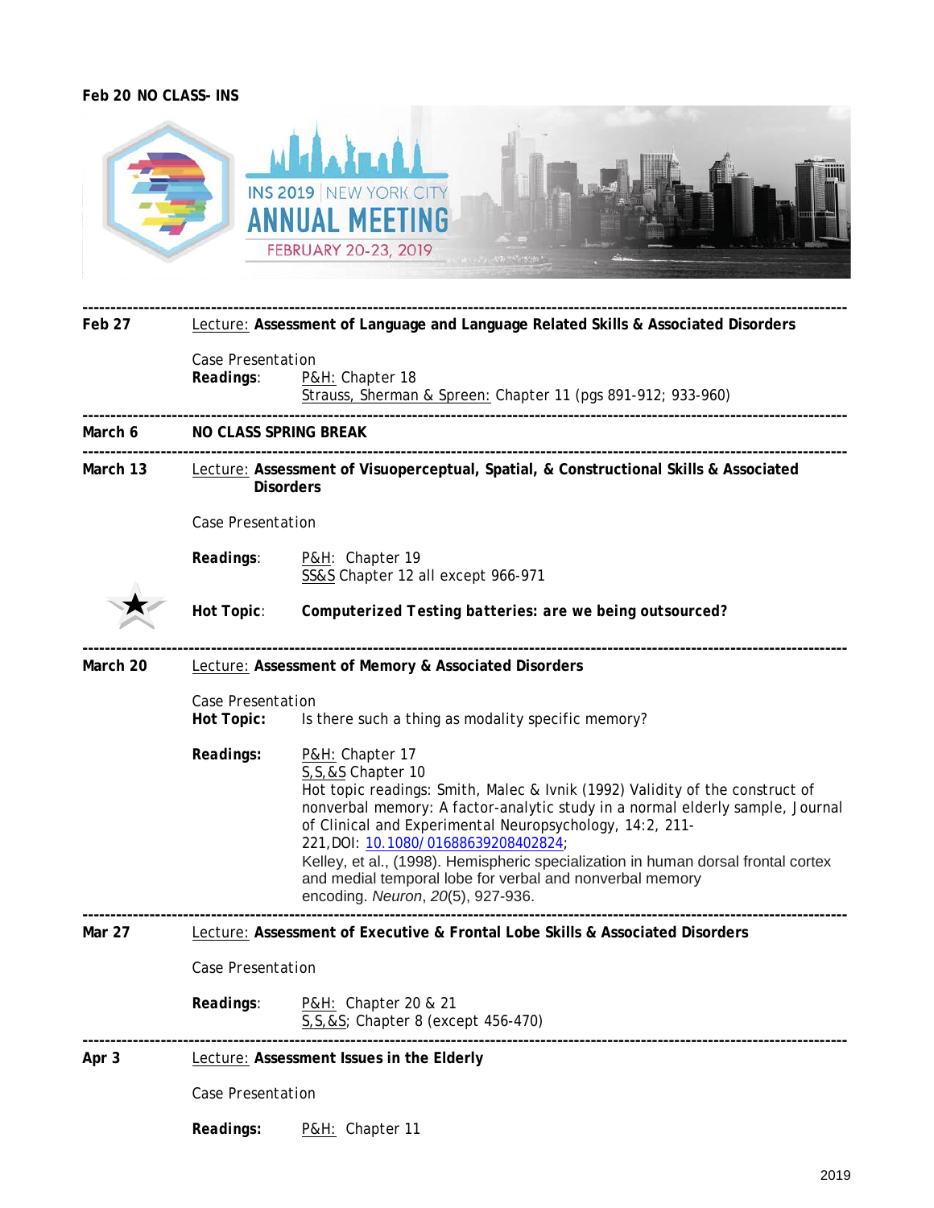**Feb 20 NO CLASS- INS**

INS 2019 | NEW YORK CITY
ANNUAL MEETING
FEBRUARY 20-23, 2019

---

**Feb 27** Lecture: **Assessment of Language and Language Related Skills & Associated Disorders**

Case Presentation

**Readings**: P&H: Chapter 18
Strauss, Sherman & Spreen: Chapter 11 (pgs 891-912; 933-960)

---

**March 6** **NO CLASS SPRING BREAK**

---

**March 13** Lecture: **Assessment of Visuoperceptual, Spatial, & Constructional Skills & Associated Disorders**

Case Presentation

**Readings**: P&H: Chapter 19
SS&S Chapter 12 all except 966-971

★ **Hot Topic**: ***Computerized Testing batteries: are we being outsourced?***

---

**March 20** Lecture: **Assessment of Memory & Associated Disorders**

Case Presentation

**Hot Topic:** Is there such a thing as modality specific memory?

**Readings:** P&H: Chapter 17
S,S,&S Chapter 10
Hot topic readings: Smith, Malec & Ivnik (1992) Validity of the construct of nonverbal memory: A factor-analytic study in a normal elderly sample, Journal of Clinical and Experimental Neuropsychology, 14:2, 211-221, DOI: 10.1080/01688639208402824;
Kelley, et al., (1998). Hemispheric specialization in human dorsal frontal cortex and medial temporal lobe for verbal and nonverbal memory encoding. *Neuron*, *20*(5), 927-936.

---

**Mar 27** Lecture: **Assessment of Executive & Frontal Lobe Skills & Associated Disorders**

Case Presentation

**Readings**: P&H: Chapter 20 & 21
S,S,&S; Chapter 8 (except 456-470)

---

**Apr 3** Lecture: **Assessment Issues in the Elderly**

Case Presentation

**Readings:** P&H: Chapter 11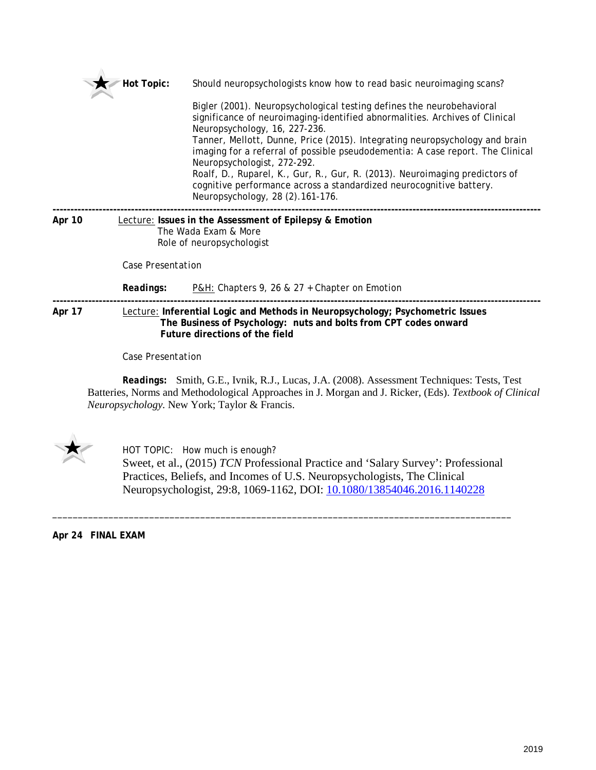★ **Hot Topic:** Should neuropsychologists know how to read basic neuroimaging scans?

Bigler (2001). Neuropsychological testing defines the neurobehavioral significance of neuroimaging-identified abnormalities. Archives of Clinical Neuropsychology, 16, 227-236.
Tanner, Mellott, Dunne, Price (2015). Integrating neuropsychology and brain imaging for a referral of possible pseudodementia: A case report. The Clinical Neuropsychologist, 272-292.
Roalf, D., Ruparel, K., Gur, R., Gur, R. (2013). Neuroimaging predictors of cognitive performance across a standardized neurocognitive battery. Neuropsychology, 28 (2).161-176.

---

**Apr 10** Lecture: **Issues in the Assessment of Epilepsy & Emotion**
The Wada Exam & More
Role of neuropsychologist

Case Presentation

***Readings:*** P&H: Chapters 9, 26 & 27 + Chapter on Emotion

---

**Apr 17** Lecture: **Inferential Logic and Methods in Neuropsychology; Psychometric Issues**
**The Business of Psychology: nuts and bolts from CPT codes onward**
**Future directions of the field**

Case Presentation

***Readings:*** Smith, G.E., Ivnik, R.J., Lucas, J.A. (2008). Assessment Techniques: Tests, Test Batteries, Norms and Methodological Approaches in J. Morgan and J. Ricker, (Eds). *Textbook of Clinical Neuropsychology*. New York; Taylor & Francis.

★ HOT TOPIC: How much is enough?
Sweet, et al., (2015) *TCN* Professional Practice and 'Salary Survey': Professional Practices, Beliefs, and Incomes of U.S. Neuropsychologists, The Clinical Neuropsychologist, 29:8, 1069-1162, DOI: 10.1080/13854046.2016.1140228

---

**Apr 24 FINAL EXAM**